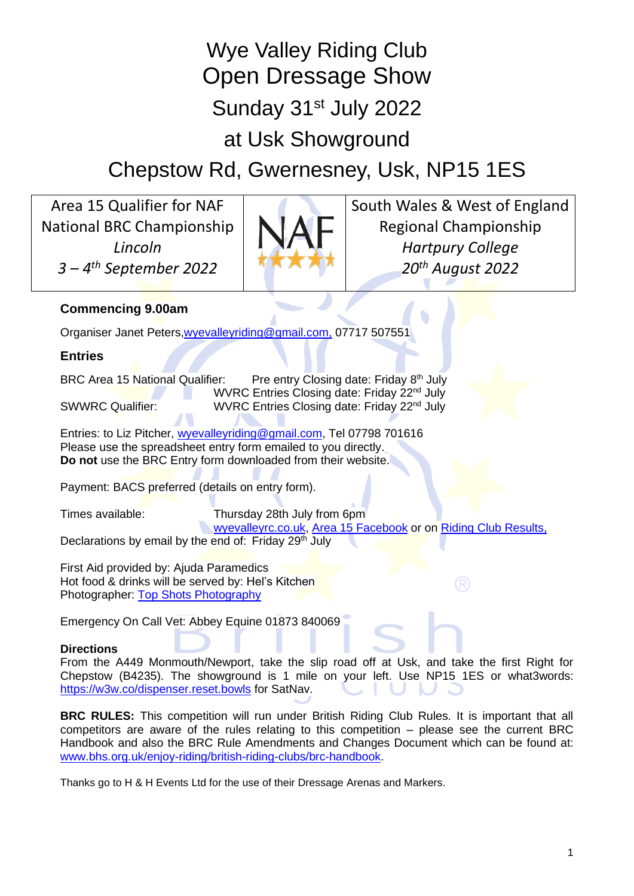# Wye Valley Riding Club Open Dressage Show

## Sunday 31st July 2022

## at Usk Showground

## Chepstow Rd, Gwernesney, Usk, NP15 1ES

| Area 15 Qualifier for NAF National BRC Championship *Lincoln* *3 – 4th September 2022* | NAF | South Wales & West of England Regional Championship *Hartpury College* *20th August 2022* |
|---|---|---|

**Commencing 9.00am**

Organiser Janet Peters, wyevalleyriding@gmail.com, 07717 507551

**Entries**

BRC Area 15 National Qualifier: Pre entry Closing date: Friday 8th July
WVRC Entries Closing date: Friday 22nd July

SWWRC Qualifier: WVRC Entries Closing date: Friday 22nd July

Entries: to Liz Pitcher, wyevalleyriding@gmail.com, Tel 07798 701616
Please use the spreadsheet entry form emailed to you directly.
**Do not** use the BRC Entry form downloaded from their website.

Payment: BACS preferred (details on entry form).

Times available: Thursday 28th July from 6pm
wyevalleyrc.co.uk, Area 15 Facebook or on Riding Club Results.

Declarations by email by the end of: Friday 29th July

First Aid provided by: Ajuda Paramedics
Hot food & drinks will be served by: Hel's Kitchen
Photographer: Top Shots Photography

Emergency On Call Vet: Abbey Equine 01873 840069

**Directions**

From the A449 Monmouth/Newport, take the slip road off at Usk, and take the first Right for Chepstow (B4235). The showground is 1 mile on your left. Use NP15 1ES or what3words: https://w3w.co/dispenser.reset.bowls for SatNav.

**BRC RULES:** This competition will run under British Riding Club Rules. It is important that all competitors are aware of the rules relating to this competition – please see the current BRC Handbook and also the BRC Rule Amendments and Changes Document which can be found at: www.bhs.org.uk/enjoy-riding/british-riding-clubs/brc-handbook.

Thanks go to H & H Events Ltd for the use of their Dressage Arenas and Markers.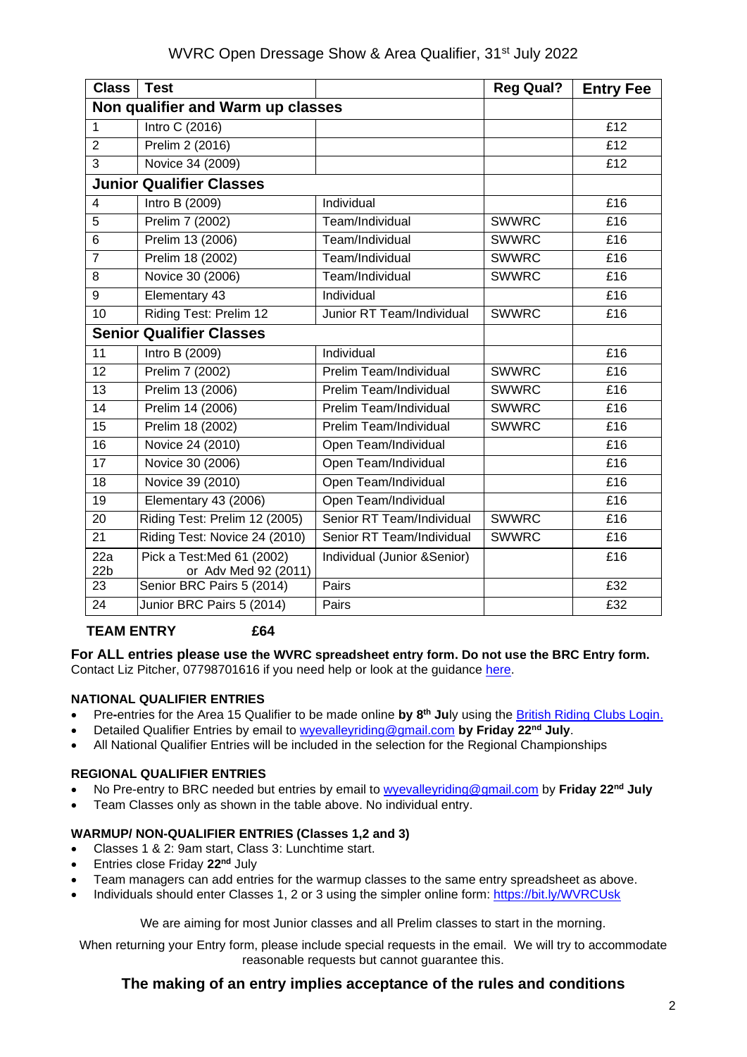# WVRC Open Dressage Show & Area Qualifier, 31st July 2022

| Class | Test | | Reg Qual? | Entry Fee |
|---|---|---|---|---|
| **Non qualifier and Warm up classes** | | | | |
| 1 | Intro C (2016) | | | £12 |
| 2 | Prelim 2 (2016) | | | £12 |
| 3 | Novice 34 (2009) | | | £12 |
| **Junior Qualifier Classes** | | | | |
| 4 | Intro B (2009) | Individual | | £16 |
| 5 | Prelim 7 (2002) | Team/Individual | SWWRC | £16 |
| 6 | Prelim 13 (2006) | Team/Individual | SWWRC | £16 |
| 7 | Prelim 18 (2002) | Team/Individual | SWWRC | £16 |
| 8 | Novice 30 (2006) | Team/Individual | SWWRC | £16 |
| 9 | Elementary 43 | Individual | | £16 |
| 10 | Riding Test: Prelim 12 | Junior RT Team/Individual | SWWRC | £16 |
| **Senior Qualifier Classes** | | | | |
| 11 | Intro B (2009) | Individual | | £16 |
| 12 | Prelim 7 (2002) | Prelim Team/Individual | SWWRC | £16 |
| 13 | Prelim 13 (2006) | Prelim Team/Individual | SWWRC | £16 |
| 14 | Prelim 14 (2006) | Prelim Team/Individual | SWWRC | £16 |
| 15 | Prelim 18 (2002) | Prelim Team/Individual | SWWRC | £16 |
| 16 | Novice 24 (2010) | Open Team/Individual | | £16 |
| 17 | Novice 30 (2006) | Open Team/Individual | | £16 |
| 18 | Novice 39 (2010) | Open Team/Individual | | £16 |
| 19 | Elementary 43 (2006) | Open Team/Individual | | £16 |
| 20 | Riding Test: Prelim 12 (2005) | Senior RT Team/Individual | SWWRC | £16 |
| 21 | Riding Test: Novice 24 (2010) | Senior RT Team/Individual | SWWRC | £16 |
| 22a 22b | Pick a Test:Med 61 (2002) or Adv Med 92 (2011) | Individual (Junior &Senior) | | £16 |
| 23 | Senior BRC Pairs 5 (2014) | Pairs | | £32 |
| 24 | Junior BRC Pairs 5 (2014) | Pairs | | £32 |

**TEAM ENTRY £64**

**For ALL entries please use the WVRC spreadsheet entry form. Do not use the BRC Entry form.** Contact Liz Pitcher, 07798701616 if you need help or look at the guidance here.

### NATIONAL QUALIFIER ENTRIES

- Pre-entries for the Area 15 Qualifier to be made online **by 8th July** using the British Riding Clubs Login.
- Detailed Qualifier Entries by email to wyevalleyriding@gmail.com **by Friday 22nd July**.
- All National Qualifier Entries will be included in the selection for the Regional Championships

### REGIONAL QUALIFIER ENTRIES

- No Pre-entry to BRC needed but entries by email to wyevalleyriding@gmail.com by **Friday 22nd July**
- Team Classes only as shown in the table above. No individual entry.

### WARMUP/ NON-QUALIFIER ENTRIES (Classes 1,2 and 3)

- Classes 1 & 2: 9am start, Class 3: Lunchtime start.
- Entries close Friday **22nd** July
- Team managers can add entries for the warmup classes to the same entry spreadsheet as above.
- Individuals should enter Classes 1, 2 or 3 using the simpler online form: https://bit.ly/WVRCUsk

We are aiming for most Junior classes and all Prelim classes to start in the morning.

When returning your Entry form, please include special requests in the email. We will try to accommodate reasonable requests but cannot guarantee this.

## The making of an entry implies acceptance of the rules and conditions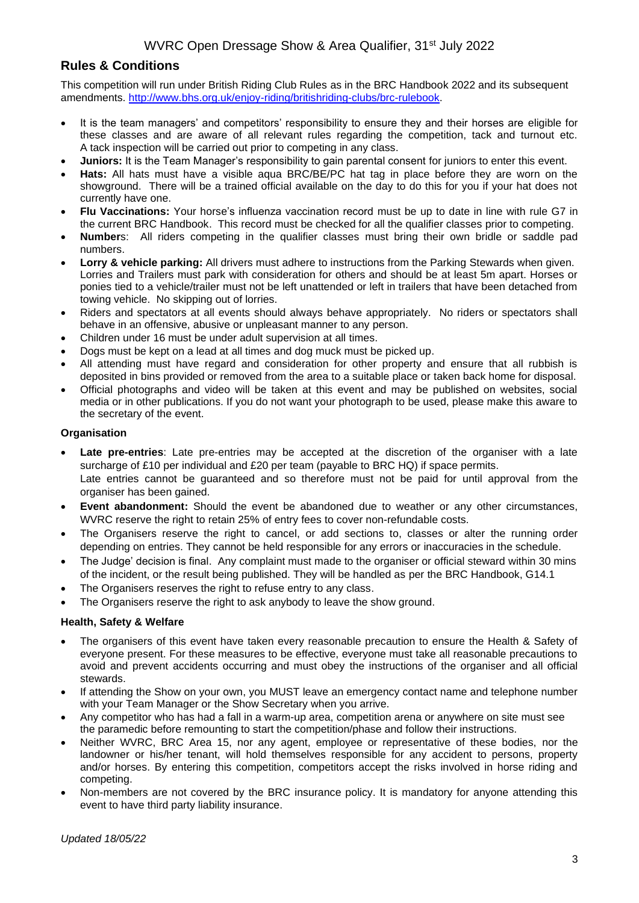# Rules & Conditions

This competition will run under British Riding Club Rules as in the BRC Handbook 2022 and its subsequent amendments. [http://www.bhs.org.uk/enjoy-riding/britishriding-clubs/brc-rulebook](http://www.bhs.org.uk/enjoy-riding/britishriding-clubs/brc-rulebook).

- It is the team managers' and competitors' responsibility to ensure they and their horses are eligible for these classes and are aware of all relevant rules regarding the competition, tack and turnout etc. A tack inspection will be carried out prior to competing in any class.
- **Juniors:** It is the Team Manager's responsibility to gain parental consent for juniors to enter this event.
- **Hats:** All hats must have a visible aqua BRC/BE/PC hat tag in place before they are worn on the showground. There will be a trained official available on the day to do this for you if your hat does not currently have one.
- **Flu Vaccinations:** Your horse's influenza vaccination record must be up to date in line with rule G7 in the current BRC Handbook. This record must be checked for all the qualifier classes prior to competing.
- **Numbers**: All riders competing in the qualifier classes must bring their own bridle or saddle pad numbers.
- **Lorry & vehicle parking:** All drivers must adhere to instructions from the Parking Stewards when given. Lorries and Trailers must park with consideration for others and should be at least 5m apart. Horses or ponies tied to a vehicle/trailer must not be left unattended or left in trailers that have been detached from towing vehicle. No skipping out of lorries.
- Riders and spectators at all events should always behave appropriately. No riders or spectators shall behave in an offensive, abusive or unpleasant manner to any person.
- Children under 16 must be under adult supervision at all times.
- Dogs must be kept on a lead at all times and dog muck must be picked up.
- All attending must have regard and consideration for other property and ensure that all rubbish is deposited in bins provided or removed from the area to a suitable place or taken back home for disposal.
- Official photographs and video will be taken at this event and may be published on websites, social media or in other publications. If you do not want your photograph to be used, please make this aware to the secretary of the event.

### Organisation

- **Late pre-entries**: Late pre-entries may be accepted at the discretion of the organiser with a late surcharge of £10 per individual and £20 per team (payable to BRC HQ) if space permits.
  Late entries cannot be guaranteed and so therefore must not be paid for until approval from the organiser has been gained.
- **Event abandonment:** Should the event be abandoned due to weather or any other circumstances, WVRC reserve the right to retain 25% of entry fees to cover non-refundable costs.
- The Organisers reserve the right to cancel, or add sections to, classes or alter the running order depending on entries. They cannot be held responsible for any errors or inaccuracies in the schedule.
- The Judge' decision is final. Any complaint must made to the organiser or official steward within 30 mins of the incident, or the result being published. They will be handled as per the BRC Handbook, G14.1
- The Organisers reserves the right to refuse entry to any class.
- The Organisers reserve the right to ask anybody to leave the show ground.

### Health, Safety & Welfare

- The organisers of this event have taken every reasonable precaution to ensure the Health & Safety of everyone present. For these measures to be effective, everyone must take all reasonable precautions to avoid and prevent accidents occurring and must obey the instructions of the organiser and all official stewards.
- If attending the Show on your own, you MUST leave an emergency contact name and telephone number with your Team Manager or the Show Secretary when you arrive.
- Any competitor who has had a fall in a warm-up area, competition arena or anywhere on site must see the paramedic before remounting to start the competition/phase and follow their instructions.
- Neither WVRC, BRC Area 15, nor any agent, employee or representative of these bodies, nor the landowner or his/her tenant, will hold themselves responsible for any accident to persons, property and/or horses. By entering this competition, competitors accept the risks involved in horse riding and competing.
- Non-members are not covered by the BRC insurance policy. It is mandatory for anyone attending this event to have third party liability insurance.

*Updated 18/05/22*